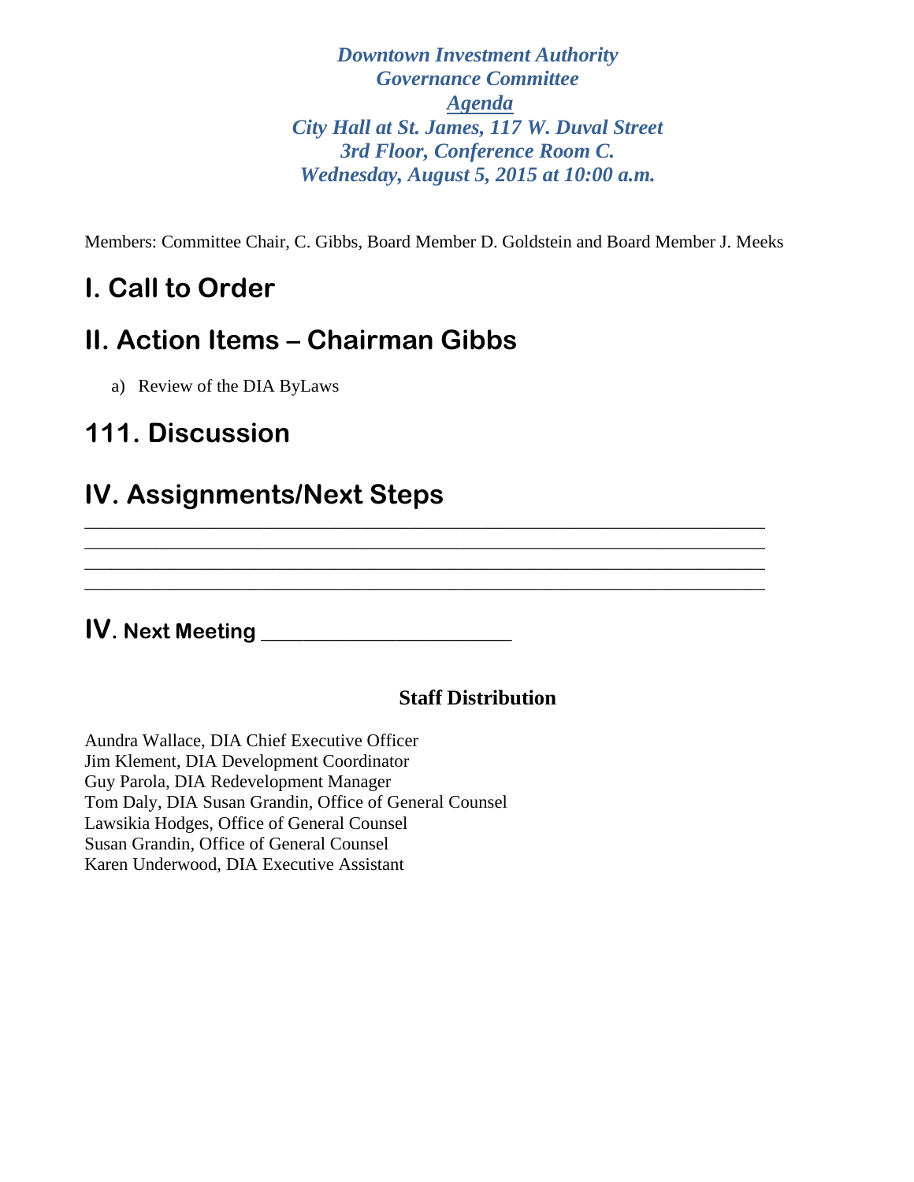*Downtown Investment Authority*
*Governance Committee*
*__Agenda__*
*City Hall at St. James, 117 W. Duval Street*
*3rd Floor, Conference Room C.*
*Wednesday, August 5, 2015 at 10:00 a.m.*

Members: Committee Chair, C. Gibbs, Board Member D. Goldstein and Board Member J. Meeks

## I. Call to Order

## II. Action Items – Chairman Gibbs

a) Review of the DIA ByLaws

## 111. Discussion

## IV. Assignments/Next Steps

________________________________________________________________________
________________________________________________________________________
________________________________________________________________________
________________________________________________________________________

## IV. Next Meeting _______________________

**Staff Distribution**

Aundra Wallace, DIA Chief Executive Officer
Jim Klement, DIA Development Coordinator
Guy Parola, DIA Redevelopment Manager
Tom Daly, DIA Susan Grandin, Office of General Counsel
Lawsikia Hodges, Office of General Counsel
Susan Grandin, Office of General Counsel
Karen Underwood, DIA Executive Assistant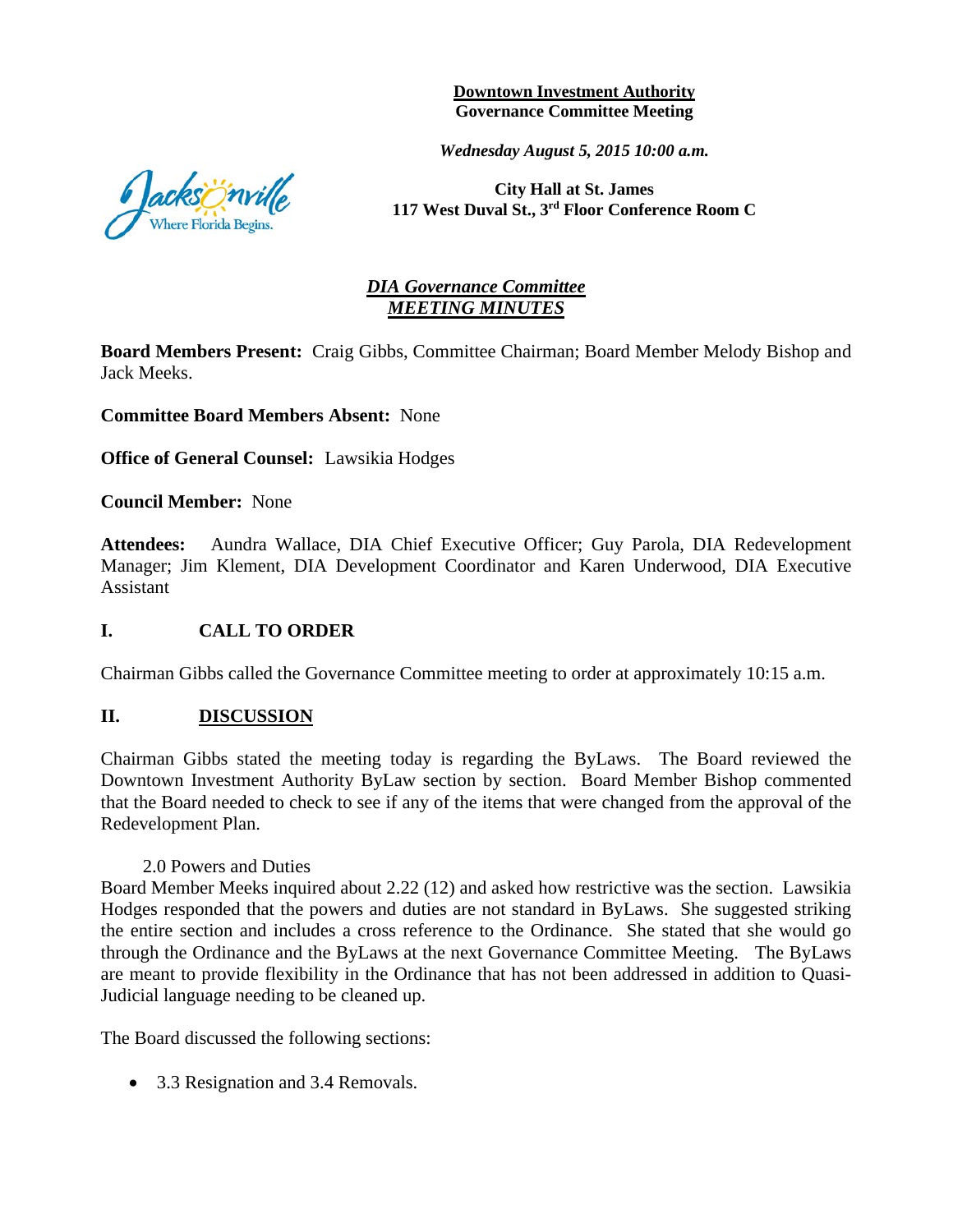**Downtown Investment Authority**
**Governance Committee Meeting**

*Wednesday August 5, 2015 10:00 a.m.*

**City Hall at St. James**
**117 West Duval St., 3rd Floor Conference Room C**

## *DIA Governance Committee*
## *MEETING MINUTES*

**Board Members Present:** Craig Gibbs, Committee Chairman; Board Member Melody Bishop and Jack Meeks.

**Committee Board Members Absent:** None

**Office of General Counsel:** Lawsikia Hodges

**Council Member:** None

**Attendees:** Aundra Wallace, DIA Chief Executive Officer; Guy Parola, DIA Redevelopment Manager; Jim Klement, DIA Development Coordinator and Karen Underwood, DIA Executive Assistant

### I. CALL TO ORDER

Chairman Gibbs called the Governance Committee meeting to order at approximately 10:15 a.m.

### II. DISCUSSION

Chairman Gibbs stated the meeting today is regarding the ByLaws. The Board reviewed the Downtown Investment Authority ByLaw section by section. Board Member Bishop commented that the Board needed to check to see if any of the items that were changed from the approval of the Redevelopment Plan.

2.0 Powers and Duties

Board Member Meeks inquired about 2.22 (12) and asked how restrictive was the section. Lawsikia Hodges responded that the powers and duties are not standard in ByLaws. She suggested striking the entire section and includes a cross reference to the Ordinance. She stated that she would go through the Ordinance and the ByLaws at the next Governance Committee Meeting. The ByLaws are meant to provide flexibility in the Ordinance that has not been addressed in addition to Quasi-Judicial language needing to be cleaned up.

The Board discussed the following sections:

- 3.3 Resignation and 3.4 Removals.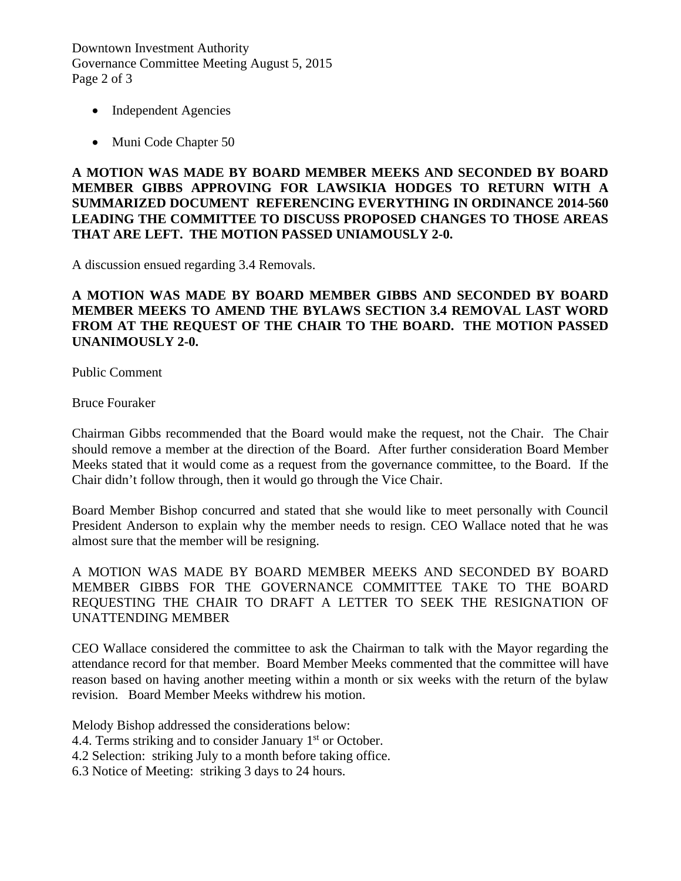- Independent Agencies
- Muni Code Chapter 50

**A MOTION WAS MADE BY BOARD MEMBER MEEKS AND SECONDED BY BOARD MEMBER GIBBS APPROVING FOR LAWSIKIA HODGES TO RETURN WITH A SUMMARIZED DOCUMENT REFERENCING EVERYTHING IN ORDINANCE 2014-560 LEADING THE COMMITTEE TO DISCUSS PROPOSED CHANGES TO THOSE AREAS THAT ARE LEFT. THE MOTION PASSED UNIAMOUSLY 2-0.**

A discussion ensued regarding 3.4 Removals.

**A MOTION WAS MADE BY BOARD MEMBER GIBBS AND SECONDED BY BOARD MEMBER MEEKS TO AMEND THE BYLAWS SECTION 3.4 REMOVAL LAST WORD FROM AT THE REQUEST OF THE CHAIR TO THE BOARD. THE MOTION PASSED UNANIMOUSLY 2-0.**

Public Comment

Bruce Fouraker

Chairman Gibbs recommended that the Board would make the request, not the Chair. The Chair should remove a member at the direction of the Board. After further consideration Board Member Meeks stated that it would come as a request from the governance committee, to the Board. If the Chair didn't follow through, then it would go through the Vice Chair.

Board Member Bishop concurred and stated that she would like to meet personally with Council President Anderson to explain why the member needs to resign. CEO Wallace noted that he was almost sure that the member will be resigning.

A MOTION WAS MADE BY BOARD MEMBER MEEKS AND SECONDED BY BOARD MEMBER GIBBS FOR THE GOVERNANCE COMMITTEE TAKE TO THE BOARD REQUESTING THE CHAIR TO DRAFT A LETTER TO SEEK THE RESIGNATION OF UNATTENDING MEMBER

CEO Wallace considered the committee to ask the Chairman to talk with the Mayor regarding the attendance record for that member. Board Member Meeks commented that the committee will have reason based on having another meeting within a month or six weeks with the return of the bylaw revision. Board Member Meeks withdrew his motion.

Melody Bishop addressed the considerations below:
4.4. Terms striking and to consider January 1st or October.
4.2 Selection: striking July to a month before taking office.
6.3 Notice of Meeting: striking 3 days to 24 hours.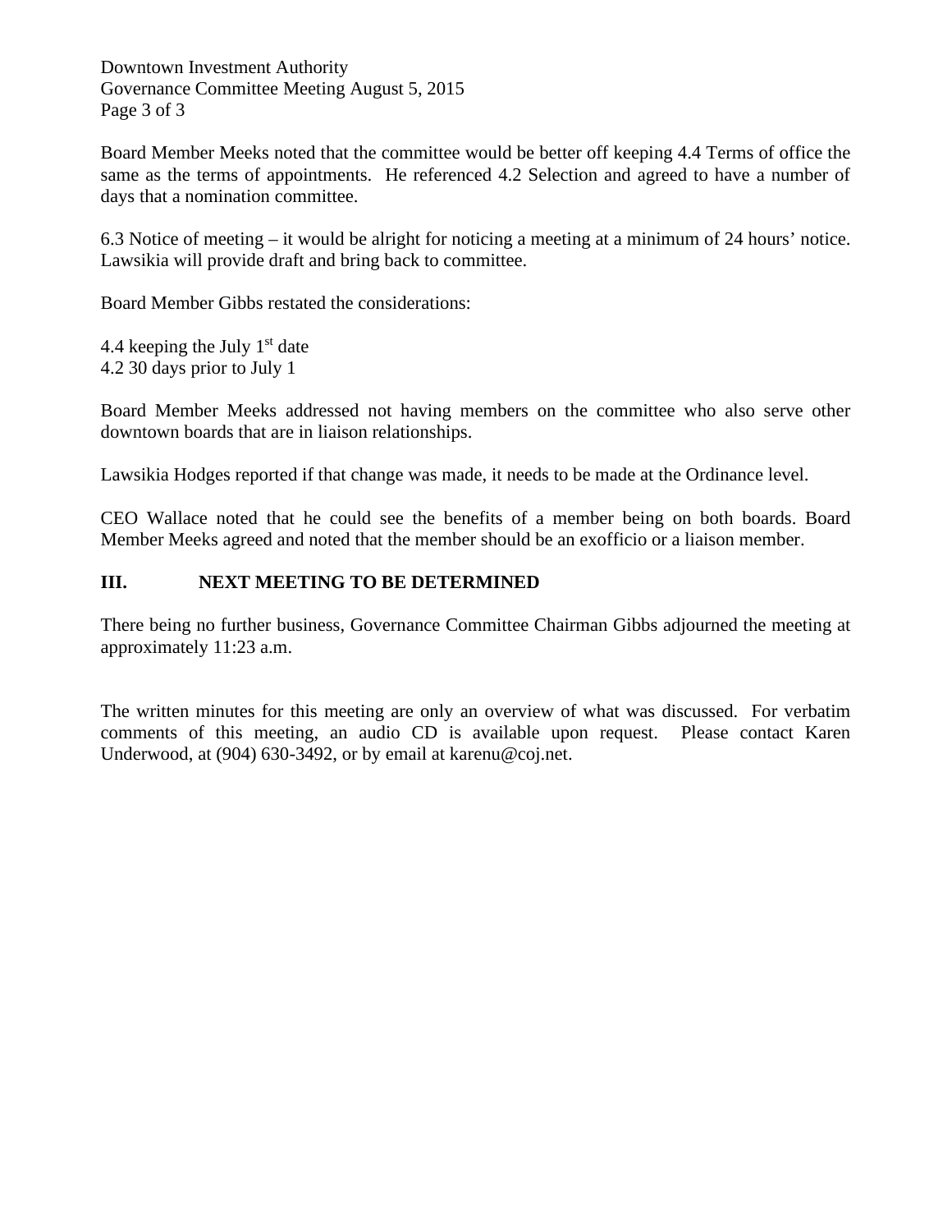Board Member Meeks noted that the committee would be better off keeping 4.4 Terms of office the same as the terms of appointments. He referenced 4.2 Selection and agreed to have a number of days that a nomination committee.

6.3 Notice of meeting – it would be alright for noticing a meeting at a minimum of 24 hours' notice. Lawsikia will provide draft and bring back to committee.

Board Member Gibbs restated the considerations:

4.4 keeping the July 1st date
4.2 30 days prior to July 1

Board Member Meeks addressed not having members on the committee who also serve other downtown boards that are in liaison relationships.

Lawsikia Hodges reported if that change was made, it needs to be made at the Ordinance level.

CEO Wallace noted that he could see the benefits of a member being on both boards. Board Member Meeks agreed and noted that the member should be an exofficio or a liaison member.

## III. NEXT MEETING TO BE DETERMINED

There being no further business, Governance Committee Chairman Gibbs adjourned the meeting at approximately 11:23 a.m.

The written minutes for this meeting are only an overview of what was discussed. For verbatim comments of this meeting, an audio CD is available upon request. Please contact Karen Underwood, at (904) 630-3492, or by email at karenu@coj.net.